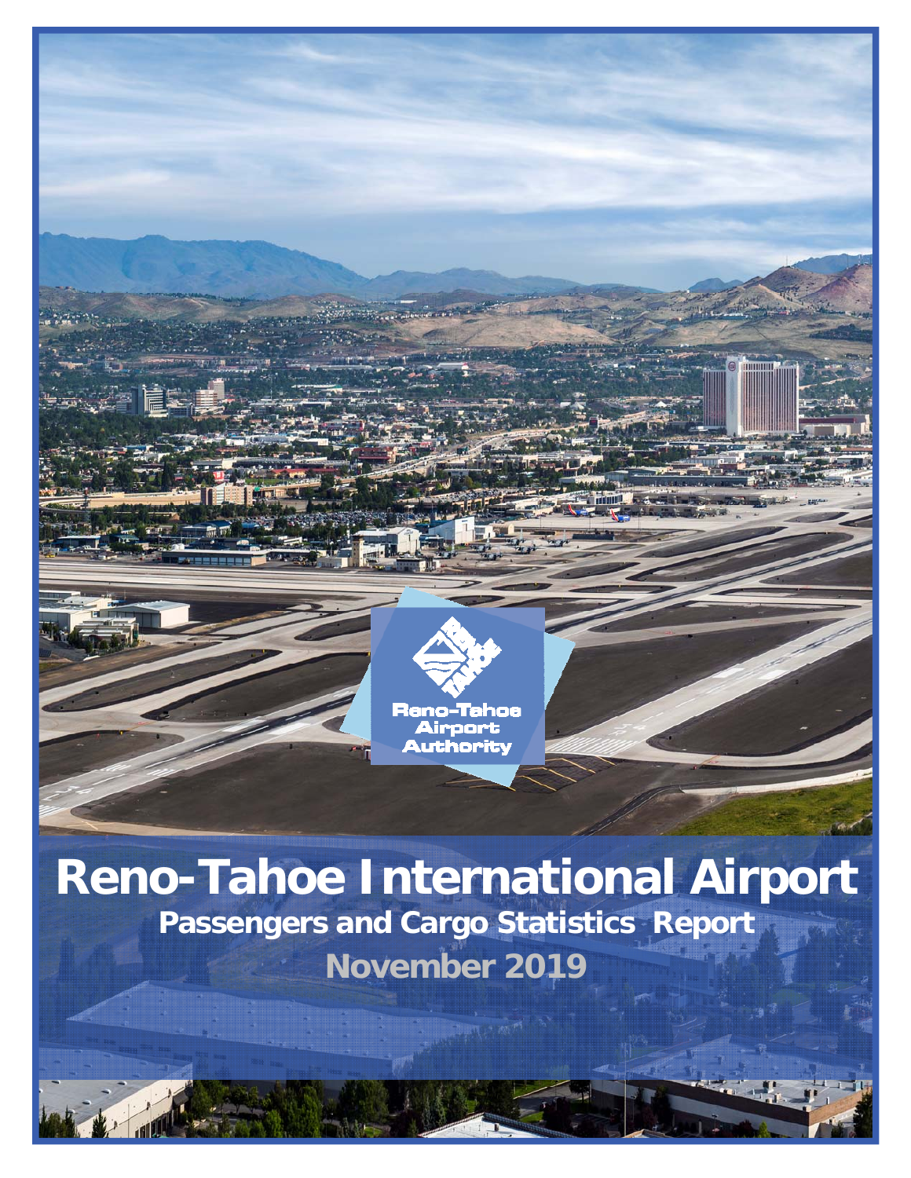Reno-Tahoe Airport Authority

# Reno-Tahoe International Airport

## Passengers and Cargo Statistics Report

## November 2019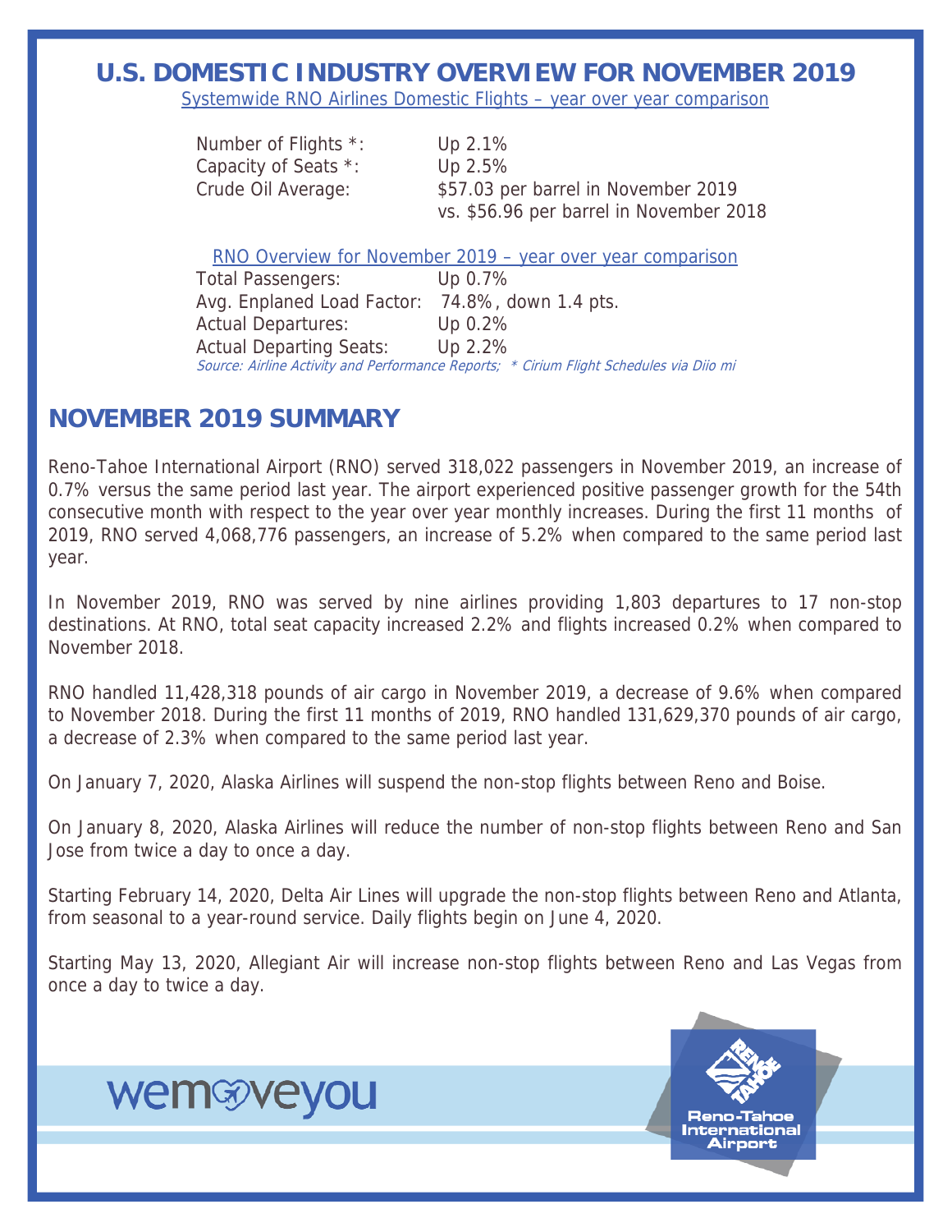## U.S. DOMESTIC INDUSTRY OVERVIEW FOR NOVEMBER 2019

Systemwide RNO Airlines Domestic Flights – year over year comparison

| | |
|---|---|
| Number of Flights *: | Up 2.1% |
| Capacity of Seats *: | Up 2.5% |
| Crude Oil Average: | $57.03 per barrel in November 2019 vs. $56.96 per barrel in November 2018 |

RNO Overview for November 2019 – year over year comparison

| | |
|---|---|
| Total Passengers: | Up 0.7% |
| Avg. Enplaned Load Factor: | 74.8%, down 1.4 pts. |
| Actual Departures: | Up 0.2% |
| Actual Departing Seats: | Up 2.2% |

*Source: Airline Activity and Performance Reports; * Cirium Flight Schedules via Diio mi*

## NOVEMBER 2019 SUMMARY

Reno-Tahoe International Airport (RNO) served 318,022 passengers in November 2019, an increase of 0.7% versus the same period last year. The airport experienced positive passenger growth for the 54th consecutive month with respect to the year over year monthly increases. During the first 11 months of 2019, RNO served 4,068,776 passengers, an increase of 5.2% when compared to the same period last year.

In November 2019, RNO was served by nine airlines providing 1,803 departures to 17 non-stop destinations. At RNO, total seat capacity increased 2.2% and flights increased 0.2% when compared to November 2018.

RNO handled 11,428,318 pounds of air cargo in November 2019, a decrease of 9.6% when compared to November 2018. During the first 11 months of 2019, RNO handled 131,629,370 pounds of air cargo, a decrease of 2.3% when compared to the same period last year.

On January 7, 2020, Alaska Airlines will suspend the non-stop flights between Reno and Boise.

On January 8, 2020, Alaska Airlines will reduce the number of non-stop flights between Reno and San Jose from twice a day to once a day.

Starting February 14, 2020, Delta Air Lines will upgrade the non-stop flights between Reno and Atlanta, from seasonal to a year-round service. Daily flights begin on June 4, 2020.

Starting May 13, 2020, Allegiant Air will increase non-stop flights between Reno and Las Vegas from once a day to twice a day.

wemoveyou

Reno-Tahoe International Airport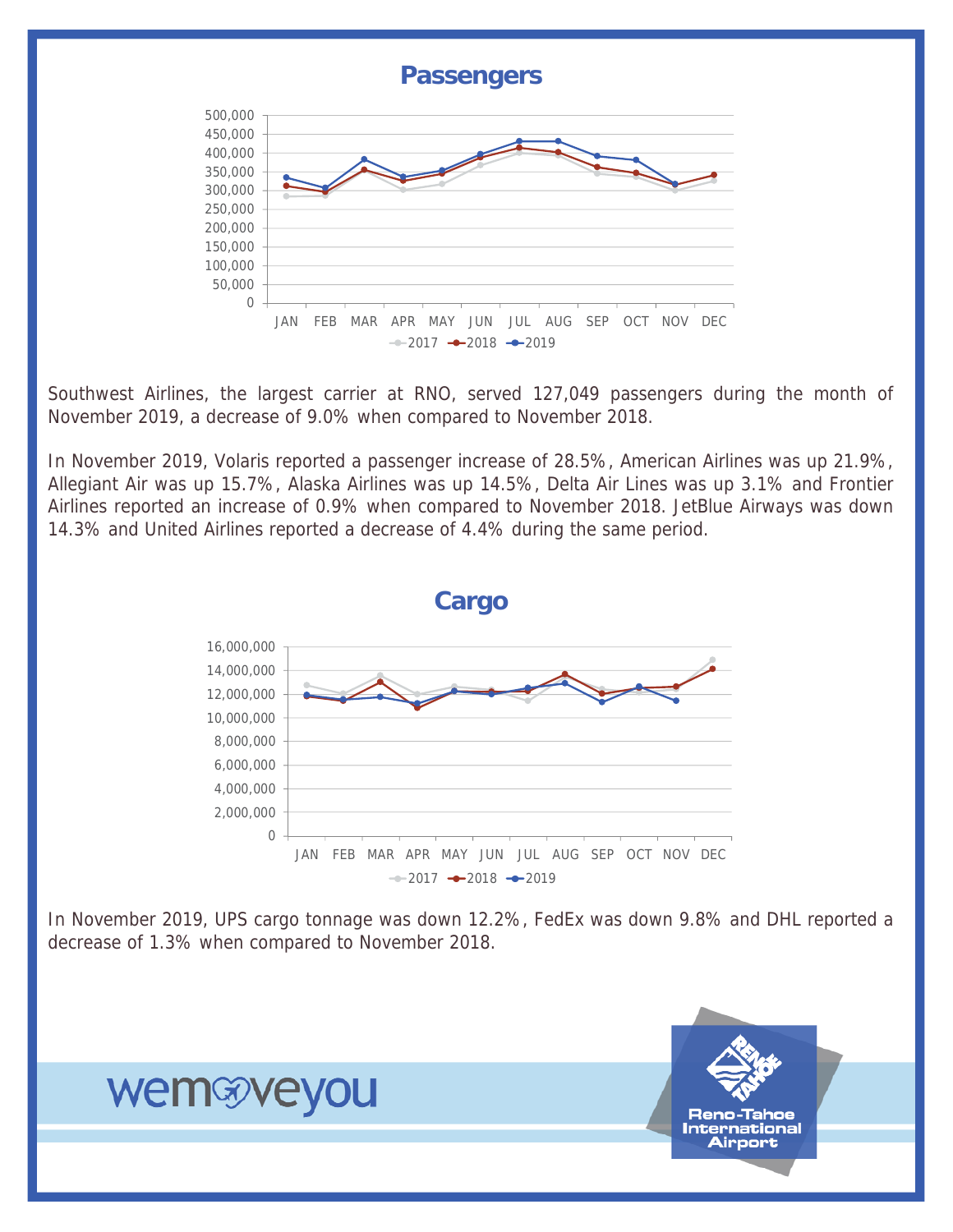## Passengers

Southwest Airlines, the largest carrier at RNO, served 127,049 passengers during the month of November 2019, a decrease of 9.0% when compared to November 2018.

In November 2019, Volaris reported a passenger increase of 28.5%, American Airlines was up 21.9%, Allegiant Air was up 15.7%, Alaska Airlines was up 14.5%, Delta Air Lines was up 3.1% and Frontier Airlines reported an increase of 0.9% when compared to November 2018. JetBlue Airways was down 14.3% and United Airlines reported a decrease of 4.4% during the same period.

## Cargo

In November 2019, UPS cargo tonnage was down 12.2%, FedEx was down 9.8% and DHL reported a decrease of 1.3% when compared to November 2018.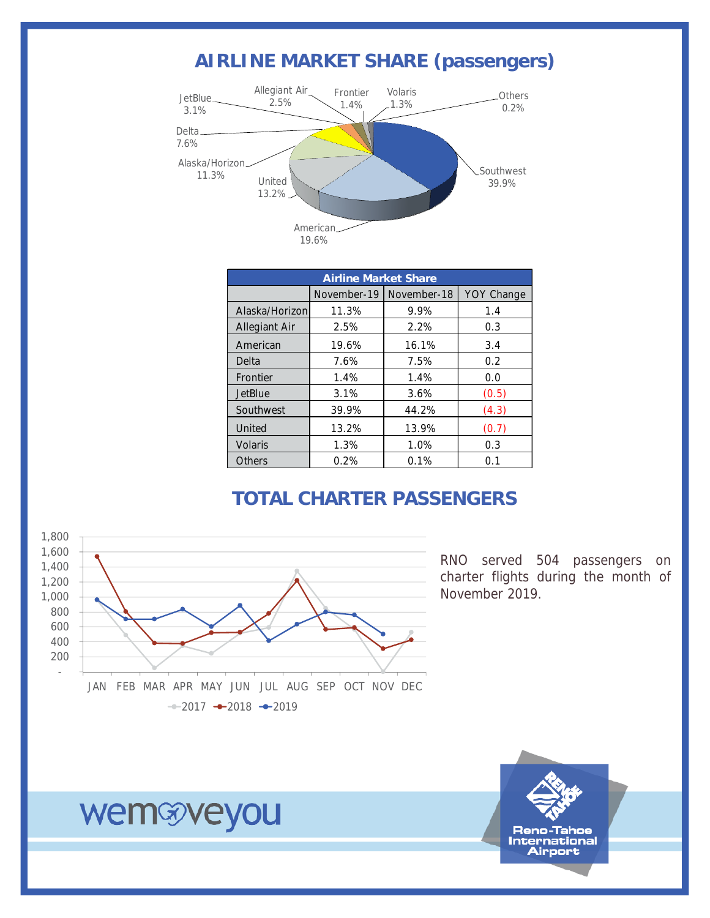# AIRLINE MARKET SHARE (passengers)

JetBlue 3.1%, Allegiant Air 2.5%, Frontier 1.4%, Volaris 1.3%, Others 0.2%, Delta 7.6%, Alaska/Horizon 11.3%, United 13.2%, American 19.6%, Southwest 39.9%

| Airline Market Share | | | |
|---|---|---|---|
| | November-19 | November-18 | YOY Change |
| Alaska/Horizon | 11.3% | 9.9% | 1.4 |
| Allegiant Air | 2.5% | 2.2% | 0.3 |
| American | 19.6% | 16.1% | 3.4 |
| Delta | 7.6% | 7.5% | 0.2 |
| Frontier | 1.4% | 1.4% | 0.0 |
| JetBlue | 3.1% | 3.6% | (0.5) |
| Southwest | 39.9% | 44.2% | (4.3) |
| United | 13.2% | 13.9% | (0.7) |
| Volaris | 1.3% | 1.0% | 0.3 |
| Others | 0.2% | 0.1% | 0.1 |

# TOTAL CHARTER PASSENGERS

RNO served 504 passengers on charter flights during the month of November 2019.

wemoveyou

Reno-Tahoe International Airport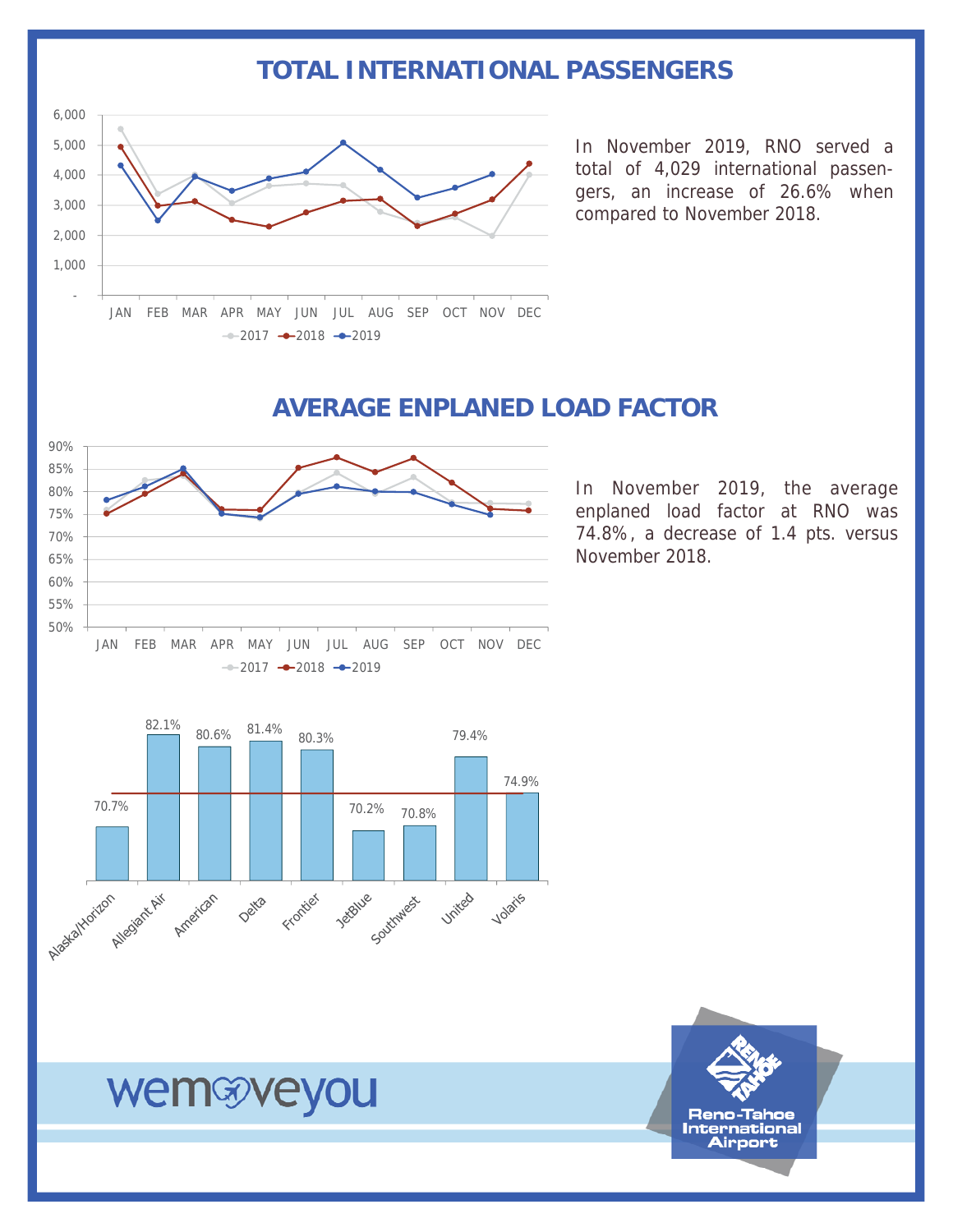## TOTAL INTERNATIONAL PASSENGERS

In November 2019, RNO served a total of 4,029 international passengers, an increase of 26.6% when compared to November 2018.

## AVERAGE ENPLANED LOAD FACTOR

In November 2019, the average enplaned load factor at RNO was 74.8%, a decrease of 1.4 pts. versus November 2018.

| Airline | Load Factor |
| --- | --- |
| Alaska/Horizon | 70.7% |
| Allegiant Air | 82.1% |
| American | 80.6% |
| Delta | 81.4% |
| Frontier | 80.3% |
| JetBlue | 70.2% |
| Southwest | 70.8% |
| United | 79.4% |
| Volaris | 74.9% |

wemoveyou

Reno-Tahoe International Airport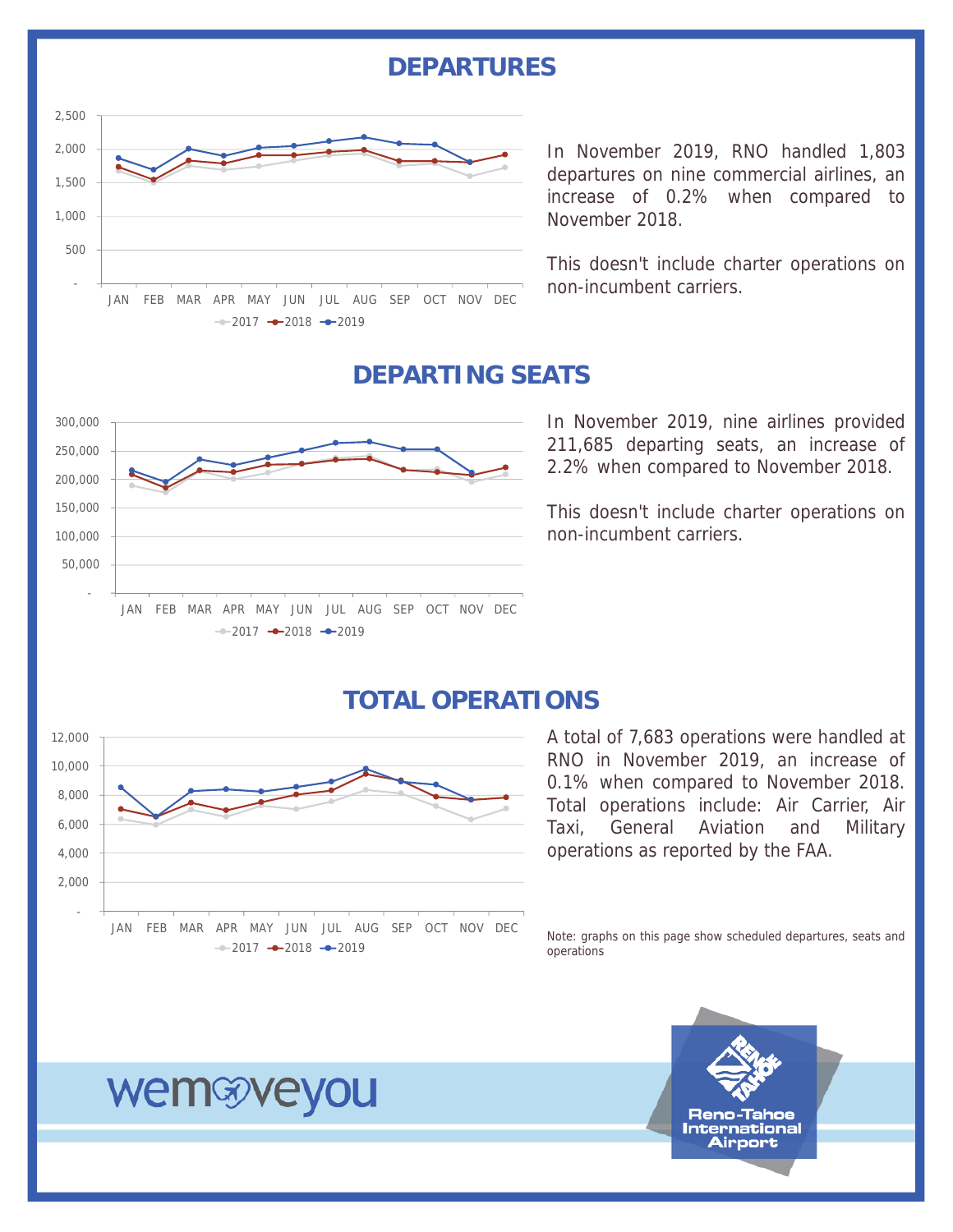## DEPARTURES

In November 2019, RNO handled 1,803 departures on nine commercial airlines, an increase of 0.2% when compared to November 2018.

This doesn't include charter operations on non-incumbent carriers.

## DEPARTING SEATS

In November 2019, nine airlines provided 211,685 departing seats, an increase of 2.2% when compared to November 2018.

This doesn't include charter operations on non-incumbent carriers.

## TOTAL OPERATIONS

A total of 7,683 operations were handled at RNO in November 2019, an increase of 0.1% when compared to November 2018. Total operations include: Air Carrier, Air Taxi, General Aviation and Military operations as reported by the FAA.

Note: graphs on this page show scheduled departures, seats and operations

wemoveyou

Reno-Tahoe International Airport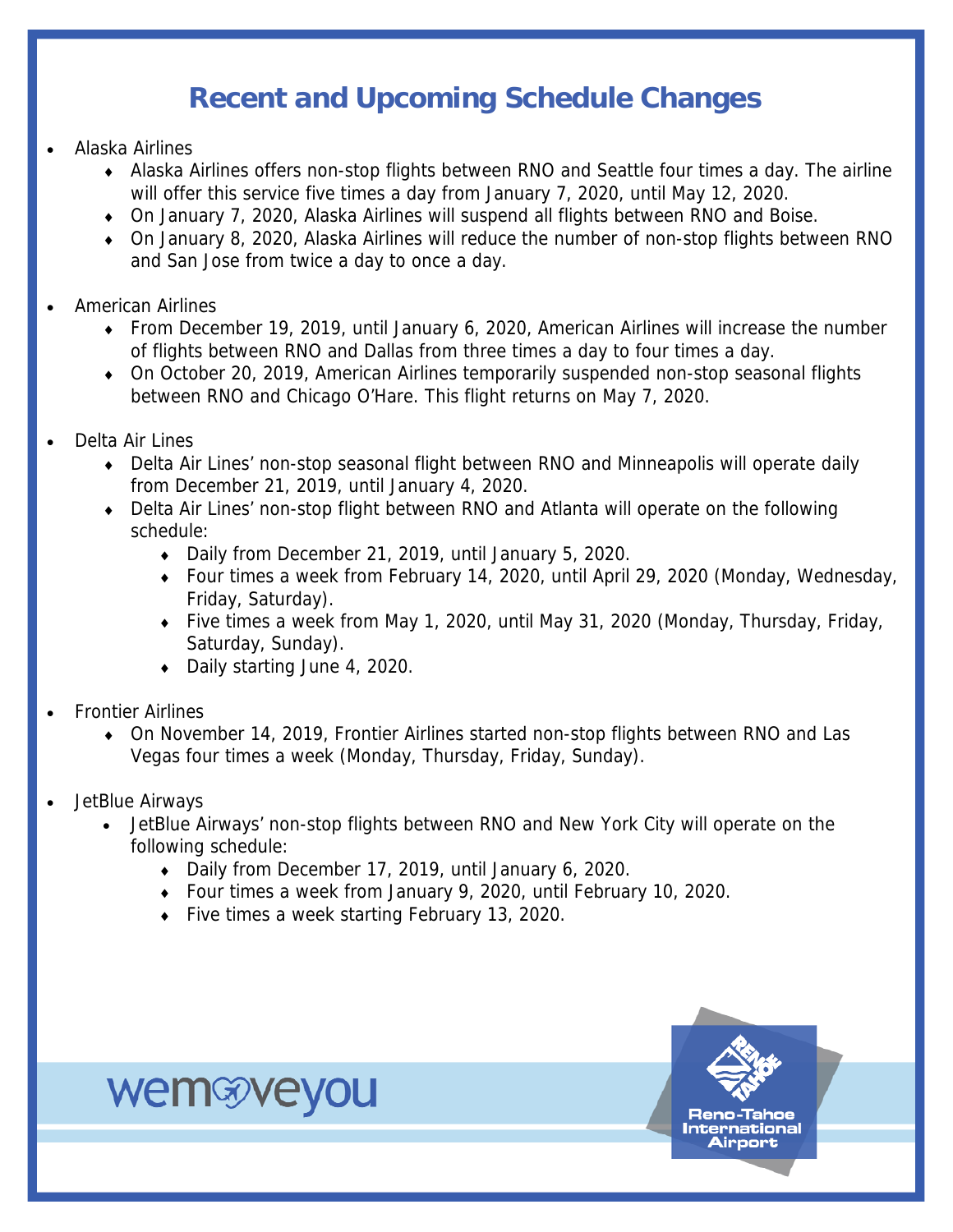# Recent and Upcoming Schedule Changes

- Alaska Airlines
  - Alaska Airlines offers non-stop flights between RNO and Seattle four times a day. The airline will offer this service five times a day from January 7, 2020, until May 12, 2020.
  - On January 7, 2020, Alaska Airlines will suspend all flights between RNO and Boise.
  - On January 8, 2020, Alaska Airlines will reduce the number of non-stop flights between RNO and San Jose from twice a day to once a day.

- American Airlines
  - From December 19, 2019, until January 6, 2020, American Airlines will increase the number of flights between RNO and Dallas from three times a day to four times a day.
  - On October 20, 2019, American Airlines temporarily suspended non-stop seasonal flights between RNO and Chicago O'Hare. This flight returns on May 7, 2020.

- Delta Air Lines
  - Delta Air Lines' non-stop seasonal flight between RNO and Minneapolis will operate daily from December 21, 2019, until January 4, 2020.
  - Delta Air Lines' non-stop flight between RNO and Atlanta will operate on the following schedule:
    - Daily from December 21, 2019, until January 5, 2020.
    - Four times a week from February 14, 2020, until April 29, 2020 (Monday, Wednesday, Friday, Saturday).
    - Five times a week from May 1, 2020, until May 31, 2020 (Monday, Thursday, Friday, Saturday, Sunday).
    - Daily starting June 4, 2020.

- Frontier Airlines
  - On November 14, 2019, Frontier Airlines started non-stop flights between RNO and Las Vegas four times a week (Monday, Thursday, Friday, Sunday).

- JetBlue Airways
  - JetBlue Airways' non-stop flights between RNO and New York City will operate on the following schedule:
    - Daily from December 17, 2019, until January 6, 2020.
    - Four times a week from January 9, 2020, until February 10, 2020.
    - Five times a week starting February 13, 2020.

wemoveyou

Reno-Tahoe International Airport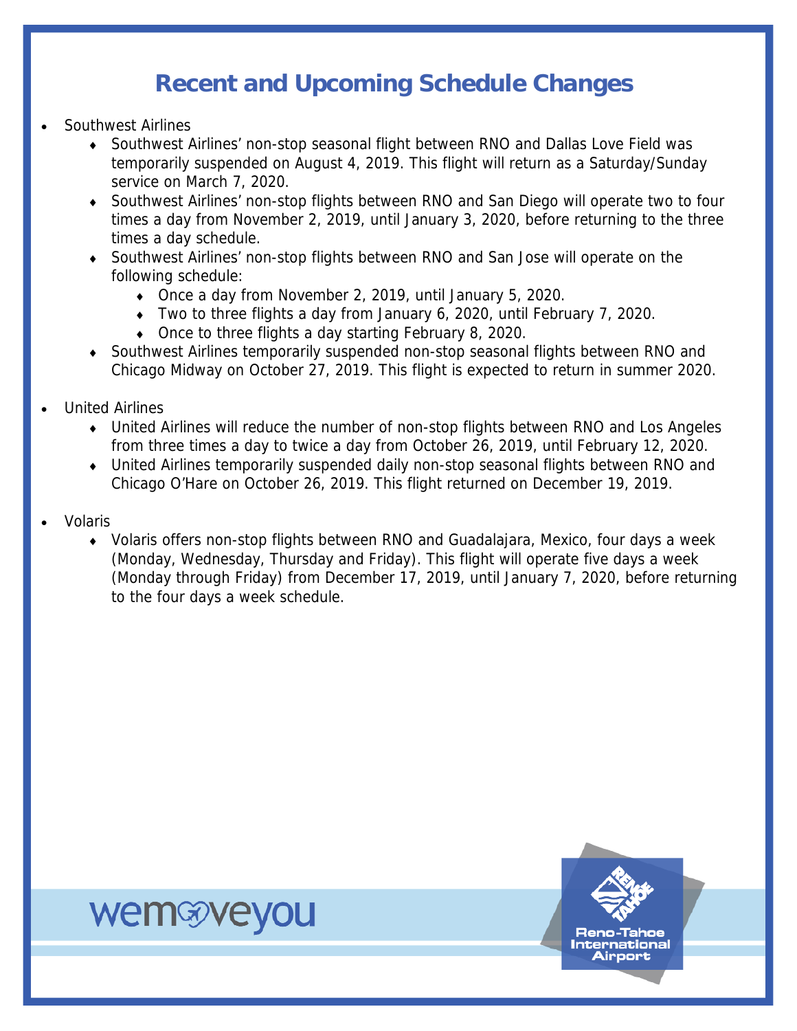# Recent and Upcoming Schedule Changes

- Southwest Airlines
  - Southwest Airlines' non-stop seasonal flight between RNO and Dallas Love Field was temporarily suspended on August 4, 2019. This flight will return as a Saturday/Sunday service on March 7, 2020.
  - Southwest Airlines' non-stop flights between RNO and San Diego will operate two to four times a day from November 2, 2019, until January 3, 2020, before returning to the three times a day schedule.
  - Southwest Airlines' non-stop flights between RNO and San Jose will operate on the following schedule:
    - Once a day from November 2, 2019, until January 5, 2020.
    - Two to three flights a day from January 6, 2020, until February 7, 2020.
    - Once to three flights a day starting February 8, 2020.
  - Southwest Airlines temporarily suspended non-stop seasonal flights between RNO and Chicago Midway on October 27, 2019. This flight is expected to return in summer 2020.

- United Airlines
  - United Airlines will reduce the number of non-stop flights between RNO and Los Angeles from three times a day to twice a day from October 26, 2019, until February 12, 2020.
  - United Airlines temporarily suspended daily non-stop seasonal flights between RNO and Chicago O'Hare on October 26, 2019. This flight returned on December 19, 2019.

- Volaris
  - Volaris offers non-stop flights between RNO and Guadalajara, Mexico, four days a week (Monday, Wednesday, Thursday and Friday). This flight will operate five days a week (Monday through Friday) from December 17, 2019, until January 7, 2020, before returning to the four days a week schedule.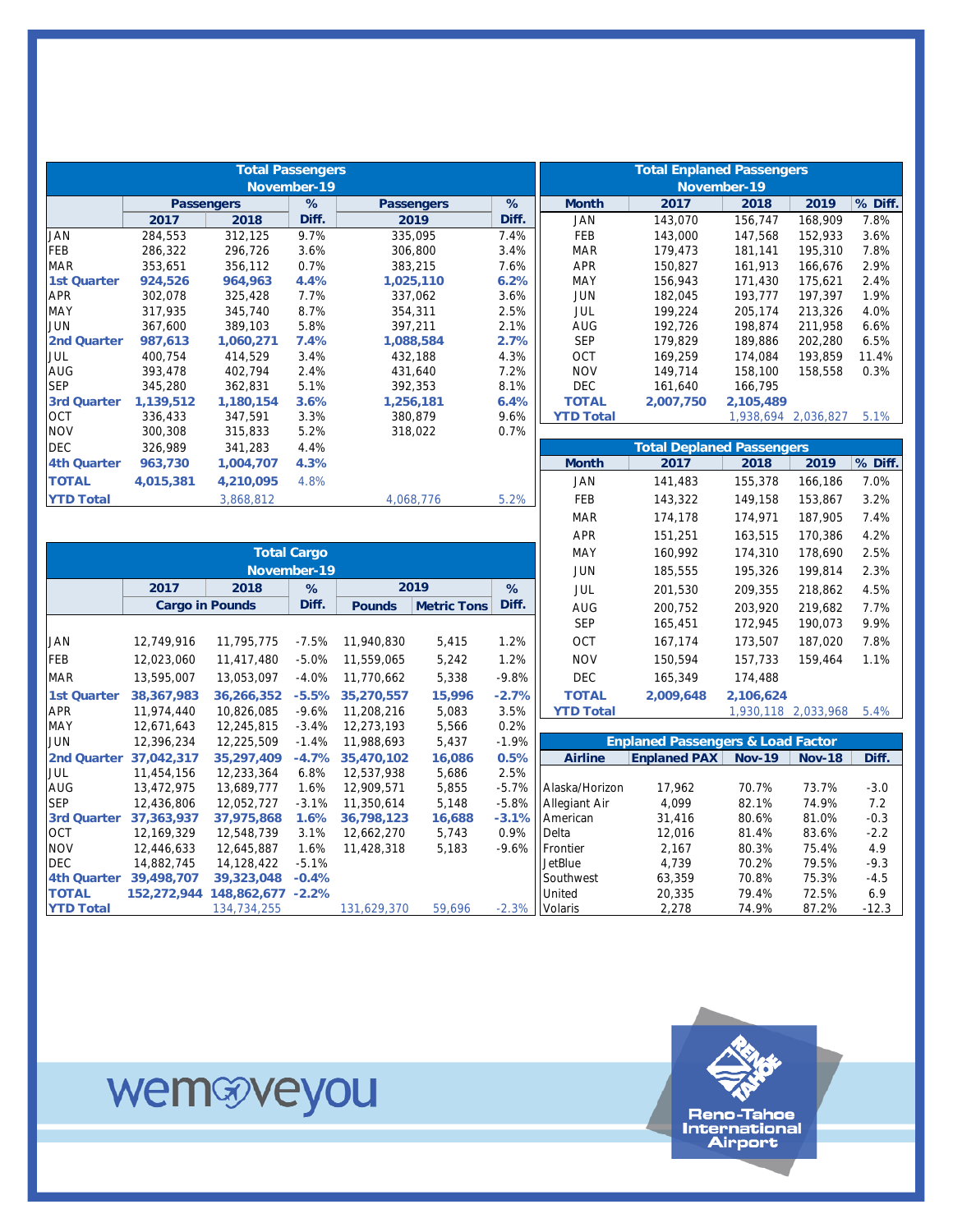## Total Passengers
### November-19

| | Passengers | | % | Passengers | % |
|---|---|---|---|---|---|
| | 2017 | 2018 | Diff. | 2019 | Diff. |
| JAN | 284,553 | 312,125 | 9.7% | 335,095 | 7.4% |
| FEB | 286,322 | 296,726 | 3.6% | 306,800 | 3.4% |
| MAR | 353,651 | 356,112 | 0.7% | 383,215 | 7.6% |
| **1st Quarter** | **924,526** | **964,963** | **4.4%** | **1,025,110** | **6.2%** |
| APR | 302,078 | 325,428 | 7.7% | 337,062 | 3.6% |
| MAY | 317,935 | 345,740 | 8.7% | 354,311 | 2.5% |
| JUN | 367,600 | 389,103 | 5.8% | 397,211 | 2.1% |
| **2nd Quarter** | **987,613** | **1,060,271** | **7.4%** | **1,088,584** | **2.7%** |
| JUL | 400,754 | 414,529 | 3.4% | 432,188 | 4.3% |
| AUG | 393,478 | 402,794 | 2.4% | 431,640 | 7.2% |
| SEP | 345,280 | 362,831 | 5.1% | 392,353 | 8.1% |
| **3rd Quarter** | **1,139,512** | **1,180,154** | **3.6%** | **1,256,181** | **6.4%** |
| OCT | 336,433 | 347,591 | 3.3% | 380,879 | 9.6% |
| NOV | 300,308 | 315,833 | 5.2% | 318,022 | 0.7% |
| DEC | 326,989 | 341,283 | 4.4% | | |
| **4th Quarter** | **963,730** | **1,004,707** | **4.3%** | | |
| **TOTAL** | **4,015,381** | **4,210,095** | 4.8% | | |
| **YTD Total** | | 3,868,812 | | 4,068,776 | 5.2% |

## Total Cargo
### November-19

| | 2017 | 2018 | % | 2019 | | % |
|---|---|---|---|---|---|---|
| | Cargo in Pounds | | Diff. | Pounds | Metric Tons | Diff. |
| JAN | 12,749,916 | 11,795,775 | -7.5% | 11,940,830 | 5,415 | 1.2% |
| FEB | 12,023,060 | 11,417,480 | -5.0% | 11,559,065 | 5,242 | 1.2% |
| MAR | 13,595,007 | 13,053,097 | -4.0% | 11,770,662 | 5,338 | -9.8% |
| **1st Quarter** | **38,367,983** | **36,266,352** | **-5.5%** | **35,270,557** | **15,996** | **-2.7%** |
| APR | 11,974,440 | 10,826,085 | -9.6% | 11,208,216 | 5,083 | 3.5% |
| MAY | 12,671,643 | 12,245,815 | -3.4% | 12,273,193 | 5,566 | 0.2% |
| JUN | 12,396,234 | 12,225,509 | -1.4% | 11,988,693 | 5,437 | -1.9% |
| **2nd Quarter** | **37,042,317** | **35,297,409** | **-4.7%** | **35,470,102** | **16,086** | **0.5%** |
| JUL | 11,454,156 | 12,233,364 | 6.8% | 12,537,938 | 5,686 | 2.5% |
| AUG | 13,472,975 | 13,689,777 | 1.6% | 12,909,571 | 5,855 | -5.7% |
| SEP | 12,436,806 | 12,052,727 | -3.1% | 11,350,614 | 5,148 | -5.8% |
| **3rd Quarter** | **37,363,937** | **37,975,868** | **1.6%** | **36,798,123** | **16,688** | **-3.1%** |
| OCT | 12,169,329 | 12,548,739 | 3.1% | 12,662,270 | 5,743 | 0.9% |
| NOV | 12,446,633 | 12,645,887 | 1.6% | 11,428,318 | 5,183 | -9.6% |
| DEC | 14,882,745 | 14,128,422 | -5.1% | | | |
| **4th Quarter** | **39,498,707** | **39,323,048** | **-0.4%** | | | |
| **TOTAL** | **152,272,944** | **148,862,677** | **-2.2%** | | | |
| **YTD Total** | | 134,734,255 | | 131,629,370 | 59,696 | -2.3% |

## Total Enplaned Passengers
### November-19

| Month | 2017 | 2018 | 2019 | % Diff. |
|---|---|---|---|---|
| JAN | 143,070 | 156,747 | 168,909 | 7.8% |
| FEB | 143,000 | 147,568 | 152,933 | 3.6% |
| MAR | 179,473 | 181,141 | 195,310 | 7.8% |
| APR | 150,827 | 161,913 | 166,676 | 2.9% |
| MAY | 156,943 | 171,430 | 175,621 | 2.4% |
| JUN | 182,045 | 193,777 | 197,397 | 1.9% |
| JUL | 199,224 | 205,174 | 213,326 | 4.0% |
| AUG | 192,726 | 198,874 | 211,958 | 6.6% |
| SEP | 179,829 | 189,886 | 202,280 | 6.5% |
| OCT | 169,259 | 174,084 | 193,859 | 11.4% |
| NOV | 149,714 | 158,100 | 158,558 | 0.3% |
| DEC | 161,640 | 166,795 | | |
| **TOTAL** | **2,007,750** | **2,105,489** | | |
| **YTD Total** | | 1,938,694 | 2,036,827 | 5.1% |

## Total Deplaned Passengers

| Month | 2017 | 2018 | 2019 | % Diff. |
|---|---|---|---|---|
| JAN | 141,483 | 155,378 | 166,186 | 7.0% |
| FEB | 143,322 | 149,158 | 153,867 | 3.2% |
| MAR | 174,178 | 174,971 | 187,905 | 7.4% |
| APR | 151,251 | 163,515 | 170,386 | 4.2% |
| MAY | 160,992 | 174,310 | 178,690 | 2.5% |
| JUN | 185,555 | 195,326 | 199,814 | 2.3% |
| JUL | 201,530 | 209,355 | 218,862 | 4.5% |
| AUG | 200,752 | 203,920 | 219,682 | 7.7% |
| SEP | 165,451 | 172,945 | 190,073 | 9.9% |
| OCT | 167,174 | 173,507 | 187,020 | 7.8% |
| NOV | 150,594 | 157,733 | 159,464 | 1.1% |
| DEC | 165,349 | 174,488 | | |
| **TOTAL** | **2,009,648** | **2,106,624** | | |
| **YTD Total** | | 1,930,118 | 2,033,968 | 5.4% |

## Enplaned Passengers & Load Factor

| Airline | Enplaned PAX | Nov-19 | Nov-18 | Diff. |
|---|---|---|---|---|
| Alaska/Horizon | 17,962 | 70.7% | 73.7% | -3.0 |
| Allegiant Air | 4,099 | 82.1% | 74.9% | 7.2 |
| American | 31,416 | 80.6% | 81.0% | -0.3 |
| Delta | 12,016 | 81.4% | 83.6% | -2.2 |
| Frontier | 2,167 | 80.3% | 75.4% | 4.9 |
| JetBlue | 4,739 | 70.2% | 79.5% | -9.3 |
| Southwest | 63,359 | 70.8% | 75.3% | -4.5 |
| United | 20,335 | 79.4% | 72.5% | 6.9 |
| Volaris | 2,278 | 74.9% | 87.2% | -12.3 |

wemoveyou

Reno-Tahoe International Airport